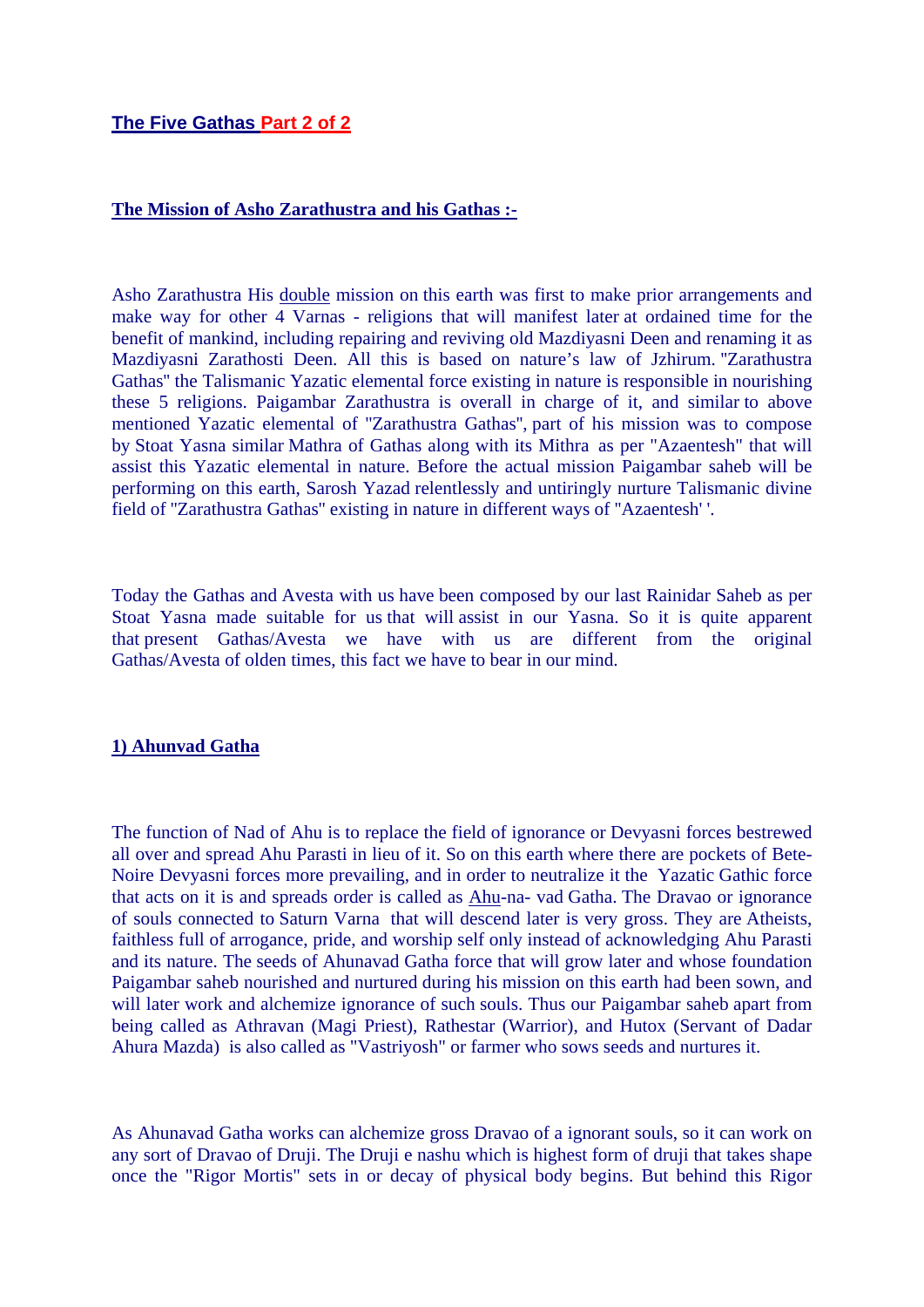## The Five Gathas Part 2 of 2

### The Mission of Asho Zarathustra and his Gathas :-

Asho Zarathustra His double mission on this earth was first to make prior arrangements and make way for other 4 Varnas - religions that will manifest later at ordained time for the benefit of mankind, including repairing and reviving old Mazdiyasni Deen and renaming it as Mazdiyasni Zarathosti Deen. All this is based on nature's law of Jzhirum. "Zarathustra Gathas" the Talismanic Yazatic elemental force existing in nature is responsible in nourishing these 5 religions. Paigambar Zarathustra is overall in charge of it, and similar to above mentioned Yazatic elemental of "Zarathustra Gathas", part of his mission was to compose by Stoat Yasna similar Mathra of Gathas along with its Mithra as per "Azaentesh" that will assist this Yazatic elemental in nature. Before the actual mission Paigambar saheb will be performing on this earth, Sarosh Yazad relentlessly and untiringly nurture Talismanic divine field of "Zarathustra Gathas" existing in nature in different ways of "Azaentesh' '.

Today the Gathas and Avesta with us have been composed by our last Rainidar Saheb as per Stoat Yasna made suitable for us that will assist in our Yasna. So it is quite apparent that present Gathas/Avesta we have with us are different from the original Gathas/Avesta of olden times, this fact we have to bear in our mind.

### 1) Ahunvad Gatha

The function of Nad of Ahu is to replace the field of ignorance or Devyasni forces bestrewed all over and spread Ahu Parasti in lieu of it. So on this earth where there are pockets of Bete-Noire Devyasni forces more prevailing, and in order to neutralize it the Yazatic Gathic force that acts on it is and spreads order is called as Ahu-na- vad Gatha. The Dravao or ignorance of souls connected to Saturn Varna that will descend later is very gross. They are Atheists, faithless full of arrogance, pride, and worship self only instead of acknowledging Ahu Parasti and its nature. The seeds of Ahunavad Gatha force that will grow later and whose foundation Paigambar saheb nourished and nurtured during his mission on this earth had been sown, and will later work and alchemize ignorance of such souls. Thus our Paigambar saheb apart from being called as Athravan (Magi Priest), Rathestar (Warrior), and Hutox (Servant of Dadar Ahura Mazda) is also called as "Vastriyosh" or farmer who sows seeds and nurtures it.

As Ahunavad Gatha works can alchemize gross Dravao of a ignorant souls, so it can work on any sort of Dravao of Druji. The Druji e nashu which is highest form of druji that takes shape once the "Rigor Mortis" sets in or decay of physical body begins. But behind this Rigor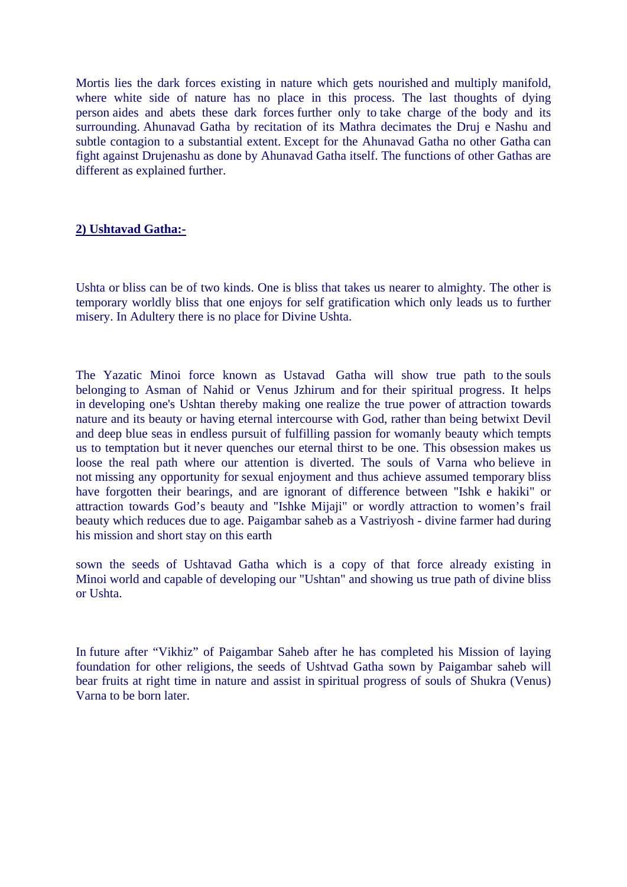Mortis lies the dark forces existing in nature which gets nourished and multiply manifold, where white side of nature has no place in this process. The last thoughts of dying person aides and abets these dark forces further only to take charge of the body and its surrounding. Ahunavad Gatha by recitation of its Mathra decimates the Druj e Nashu and subtle contagion to a substantial extent. Except for the Ahunavad Gatha no other Gatha can fight against Drujenashu as done by Ahunavad Gatha itself. The functions of other Gathas are different as explained further.

**2) Ushtavad Gatha:-**

Ushta or bliss can be of two kinds. One is bliss that takes us nearer to almighty. The other is temporary worldly bliss that one enjoys for self gratification which only leads us to further misery. In Adultery there is no place for Divine Ushta.

The Yazatic Minoi force known as Ustavad Gatha will show true path to the souls belonging to Asman of Nahid or Venus Jzhirum and for their spiritual progress. It helps in developing one's Ushtan thereby making one realize the true power of attraction towards nature and its beauty or having eternal intercourse with God, rather than being betwixt Devil and deep blue seas in endless pursuit of fulfilling passion for womanly beauty which tempts us to temptation but it never quenches our eternal thirst to be one. This obsession makes us loose the real path where our attention is diverted. The souls of Varna who believe in not missing any opportunity for sexual enjoyment and thus achieve assumed temporary bliss have forgotten their bearings, and are ignorant of difference between "Ishk e hakiki" or attraction towards God's beauty and "Ishke Mijaji" or wordly attraction to women's frail beauty which reduces due to age. Paigambar saheb as a Vastriyosh - divine farmer had during his mission and short stay on this earth

sown the seeds of Ushtavad Gatha which is a copy of that force already existing in Minoi world and capable of developing our "Ushtan" and showing us true path of divine bliss or Ushta.

In future after "Vikhiz" of Paigambar Saheb after he has completed his Mission of laying foundation for other religions, the seeds of Ushtvad Gatha sown by Paigambar saheb will bear fruits at right time in nature and assist in spiritual progress of souls of Shukra (Venus) Varna to be born later.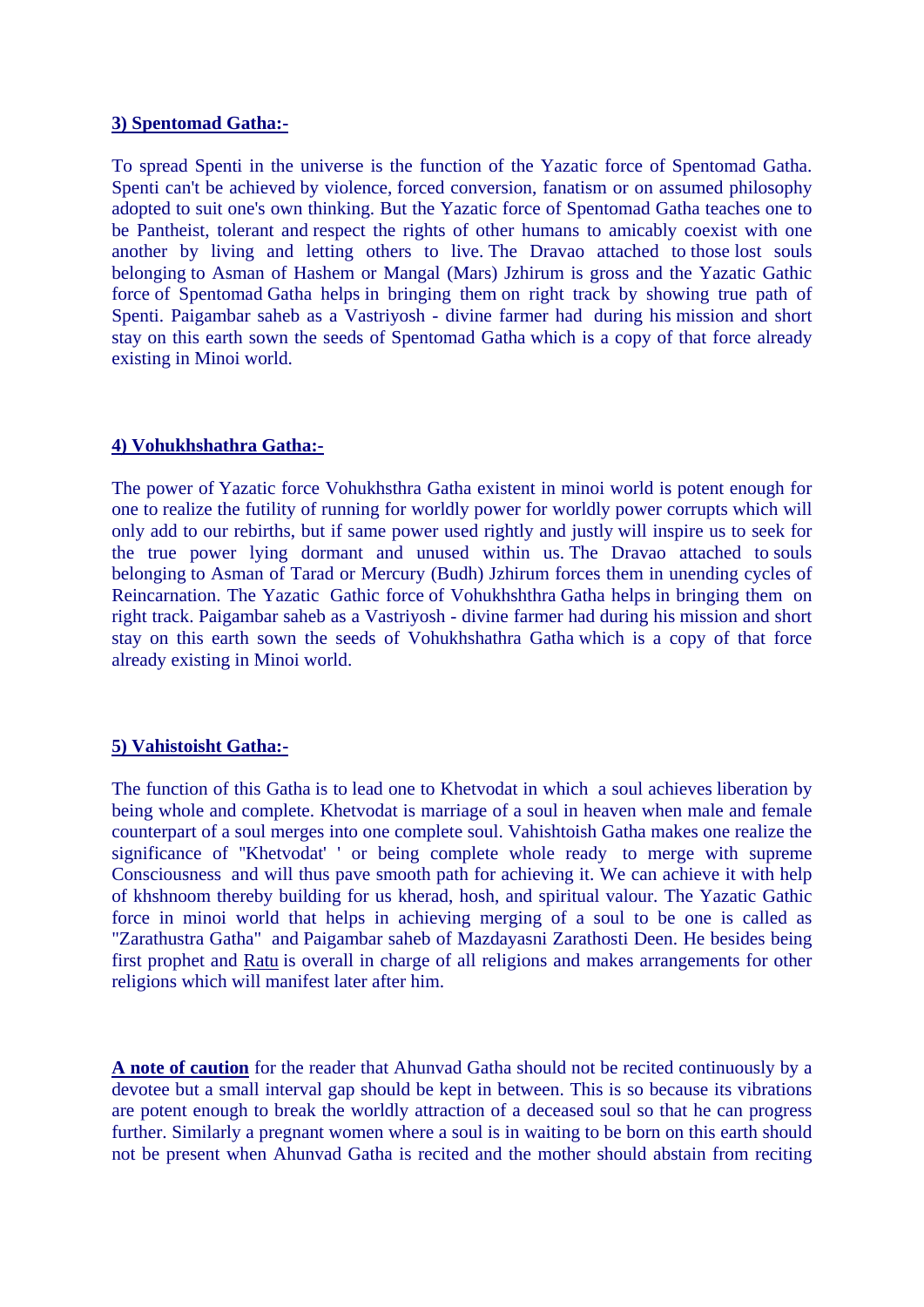**3) Spentomad Gatha:-**

To spread Spenti in the universe is the function of the Yazatic force of Spentomad Gatha. Spenti can't be achieved by violence, forced conversion, fanatism or on assumed philosophy adopted to suit one's own thinking. But the Yazatic force of Spentomad Gatha teaches one to be Pantheist, tolerant and respect the rights of other humans to amicably coexist with one another by living and letting others to live. The Dravao attached to those lost souls belonging to Asman of Hashem or Mangal (Mars) Jzhirum is gross and the Yazatic Gathic force of Spentomad Gatha helps in bringing them on right track by showing true path of Spenti. Paigambar saheb as a Vastriyosh - divine farmer had during his mission and short stay on this earth sown the seeds of Spentomad Gatha which is a copy of that force already existing in Minoi world.

**4) Vohukhshathra Gatha:-**

The power of Yazatic force Vohukhsthra Gatha existent in minoi world is potent enough for one to realize the futility of running for worldly power for worldly power corrupts which will only add to our rebirths, but if same power used rightly and justly will inspire us to seek for the true power lying dormant and unused within us. The Dravao attached to souls belonging to Asman of Tarad or Mercury (Budh) Jzhirum forces them in unending cycles of Reincarnation. The Yazatic Gathic force of Vohukhshthra Gatha helps in bringing them on right track. Paigambar saheb as a Vastriyosh - divine farmer had during his mission and short stay on this earth sown the seeds of Vohukhshathra Gatha which is a copy of that force already existing in Minoi world.

**5) Vahistoisht Gatha:-**

The function of this Gatha is to lead one to Khetvodat in which a soul achieves liberation by being whole and complete. Khetvodat is marriage of a soul in heaven when male and female counterpart of a soul merges into one complete soul. Vahishtoish Gatha makes one realize the significance of "Khetvodat' ' or being complete whole ready to merge with supreme Consciousness and will thus pave smooth path for achieving it. We can achieve it with help of khshnoom thereby building for us kherad, hosh, and spiritual valour. The Yazatic Gathic force in minoi world that helps in achieving merging of a soul to be one is called as "Zarathustra Gatha" and Paigambar saheb of Mazdayasni Zarathosti Deen. He besides being first prophet and Ratu is overall in charge of all religions and makes arrangements for other religions which will manifest later after him.

**A note of caution** for the reader that Ahunvad Gatha should not be recited continuously by a devotee but a small interval gap should be kept in between. This is so because its vibrations are potent enough to break the worldly attraction of a deceased soul so that he can progress further. Similarly a pregnant women where a soul is in waiting to be born on this earth should not be present when Ahunvad Gatha is recited and the mother should abstain from reciting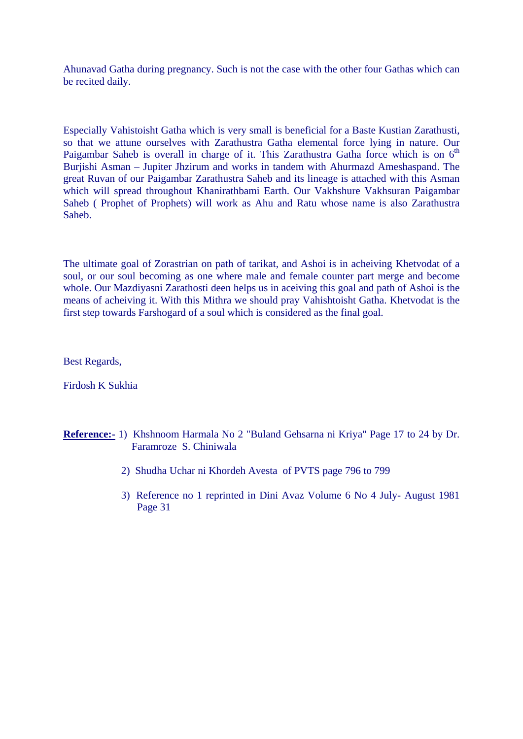Ahunavad Gatha during pregnancy. Such is not the case with the other four Gathas which can be recited daily.

Especially Vahistoisht Gatha which is very small is beneficial for a Baste Kustian Zarathusti, so that we attune ourselves with Zarathustra Gatha elemental force lying in nature. Our Paigambar Saheb is overall in charge of it. This Zarathustra Gatha force which is on 6th Burjishi Asman – Jupiter Jhzirum and works in tandem with Ahurmazd Ameshaspand. The great Ruvan of our Paigambar Zarathustra Saheb and its lineage is attached with this Asman which will spread throughout Khanirathbami Earth. Our Vakhshure Vakhsuran Paigambar Saheb ( Prophet of Prophets) will work as Ahu and Ratu whose name is also Zarathustra Saheb.

The ultimate goal of Zorastrian on path of tarikat, and Ashoi is in acheiving Khetvodat of a soul, or our soul becoming as one where male and female counter part merge and become whole. Our Mazdiyasni Zarathosti deen helps us in aceiving this goal and path of Ashoi is the means of acheiving it. With this Mithra we should pray Vahishtoisht Gatha. Khetvodat is the first step towards Farshogard of a soul which is considered as the final goal.

Best Regards,

Firdosh K Sukhia

**Reference:-** 1) Khshnoom Harmala No 2 "Buland Gehsarna ni Kriya" Page 17 to 24 by Dr. Faramroze S. Chiniwala

2) Shudha Uchar ni Khordeh Avesta of PVTS page 796 to 799

3) Reference no 1 reprinted in Dini Avaz Volume 6 No 4 July- August 1981 Page 31